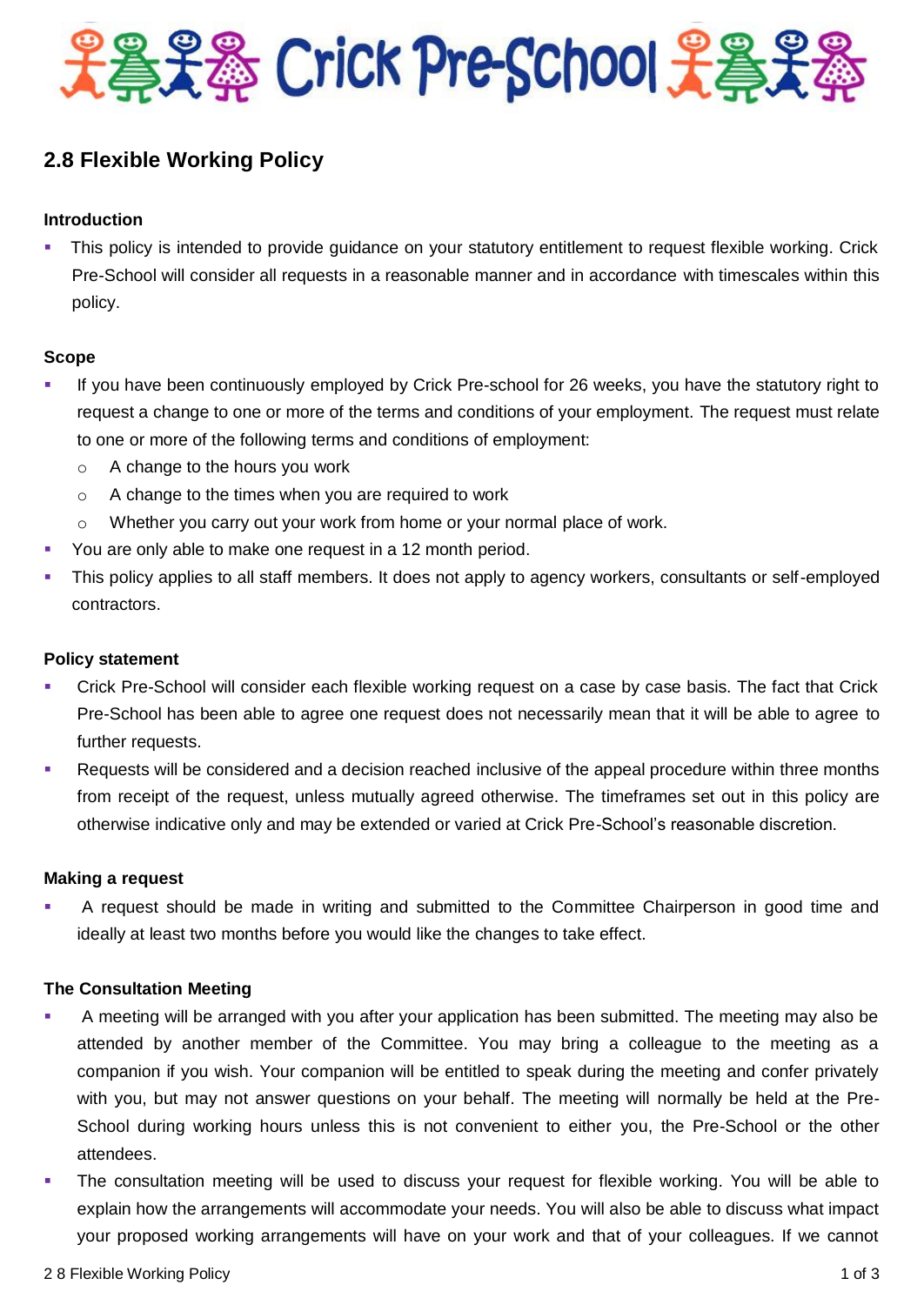# Crick Pre-School

## 2.8 Flexible Working Policy

### Introduction

- This policy is intended to provide guidance on your statutory entitlement to request flexible working. Crick Pre-School will consider all requests in a reasonable manner and in accordance with timescales within this policy.

### Scope

- If you have been continuously employed by Crick Pre-school for 26 weeks, you have the statutory right to request a change to one or more of the terms and conditions of your employment. The request must relate to one or more of the following terms and conditions of employment:
  - A change to the hours you work
  - A change to the times when you are required to work
  - Whether you carry out your work from home or your normal place of work.
- You are only able to make one request in a 12 month period.
- This policy applies to all staff members. It does not apply to agency workers, consultants or self-employed contractors.

### Policy statement

- Crick Pre-School will consider each flexible working request on a case by case basis. The fact that Crick Pre-School has been able to agree one request does not necessarily mean that it will be able to agree to further requests.
- Requests will be considered and a decision reached inclusive of the appeal procedure within three months from receipt of the request, unless mutually agreed otherwise. The timeframes set out in this policy are otherwise indicative only and may be extended or varied at Crick Pre-School's reasonable discretion.

### Making a request

- A request should be made in writing and submitted to the Committee Chairperson in good time and ideally at least two months before you would like the changes to take effect.

### The Consultation Meeting

- A meeting will be arranged with you after your application has been submitted. The meeting may also be attended by another member of the Committee. You may bring a colleague to the meeting as a companion if you wish. Your companion will be entitled to speak during the meeting and confer privately with you, but may not answer questions on your behalf. The meeting will normally be held at the Pre-School during working hours unless this is not convenient to either you, the Pre-School or the other attendees.
- The consultation meeting will be used to discuss your request for flexible working. You will be able to explain how the arrangements will accommodate your needs. You will also be able to discuss what impact your proposed working arrangements will have on your work and that of your colleagues. If we cannot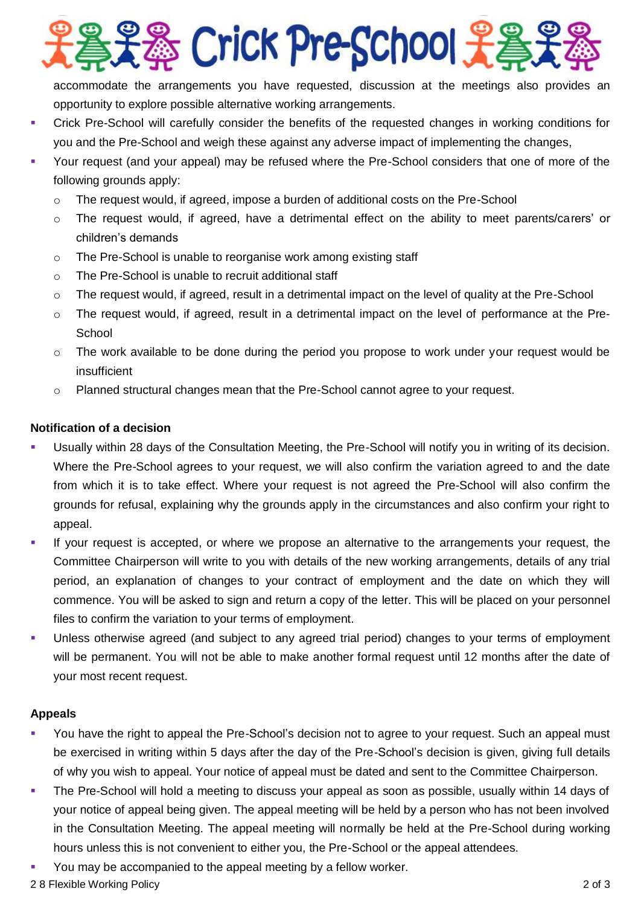accommodate the arrangements you have requested, discussion at the meetings also provides an opportunity to explore possible alternative working arrangements.

- Crick Pre-School will carefully consider the benefits of the requested changes in working conditions for you and the Pre-School and weigh these against any adverse impact of implementing the changes,
- Your request (and your appeal) may be refused where the Pre-School considers that one of more of the following grounds apply:
  - The request would, if agreed, impose a burden of additional costs on the Pre-School
  - The request would, if agreed, have a detrimental effect on the ability to meet parents/carers' or children's demands
  - The Pre-School is unable to reorganise work among existing staff
  - The Pre-School is unable to recruit additional staff
  - The request would, if agreed, result in a detrimental impact on the level of quality at the Pre-School
  - The request would, if agreed, result in a detrimental impact on the level of performance at the Pre-School
  - The work available to be done during the period you propose to work under your request would be insufficient
  - Planned structural changes mean that the Pre-School cannot agree to your request.

**Notification of a decision**

- Usually within 28 days of the Consultation Meeting, the Pre-School will notify you in writing of its decision. Where the Pre-School agrees to your request, we will also confirm the variation agreed to and the date from which it is to take effect. Where your request is not agreed the Pre-School will also confirm the grounds for refusal, explaining why the grounds apply in the circumstances and also confirm your right to appeal.
- If your request is accepted, or where we propose an alternative to the arrangements your request, the Committee Chairperson will write to you with details of the new working arrangements, details of any trial period, an explanation of changes to your contract of employment and the date on which they will commence. You will be asked to sign and return a copy of the letter. This will be placed on your personnel files to confirm the variation to your terms of employment.
- Unless otherwise agreed (and subject to any agreed trial period) changes to your terms of employment will be permanent. You will not be able to make another formal request until 12 months after the date of your most recent request.

**Appeals**

- You have the right to appeal the Pre-School's decision not to agree to your request. Such an appeal must be exercised in writing within 5 days after the day of the Pre-School's decision is given, giving full details of why you wish to appeal. Your notice of appeal must be dated and sent to the Committee Chairperson.
- The Pre-School will hold a meeting to discuss your appeal as soon as possible, usually within 14 days of your notice of appeal being given. The appeal meeting will be held by a person who has not been involved in the Consultation Meeting. The appeal meeting will normally be held at the Pre-School during working hours unless this is not convenient to either you, the Pre-School or the appeal attendees.
- You may be accompanied to the appeal meeting by a fellow worker.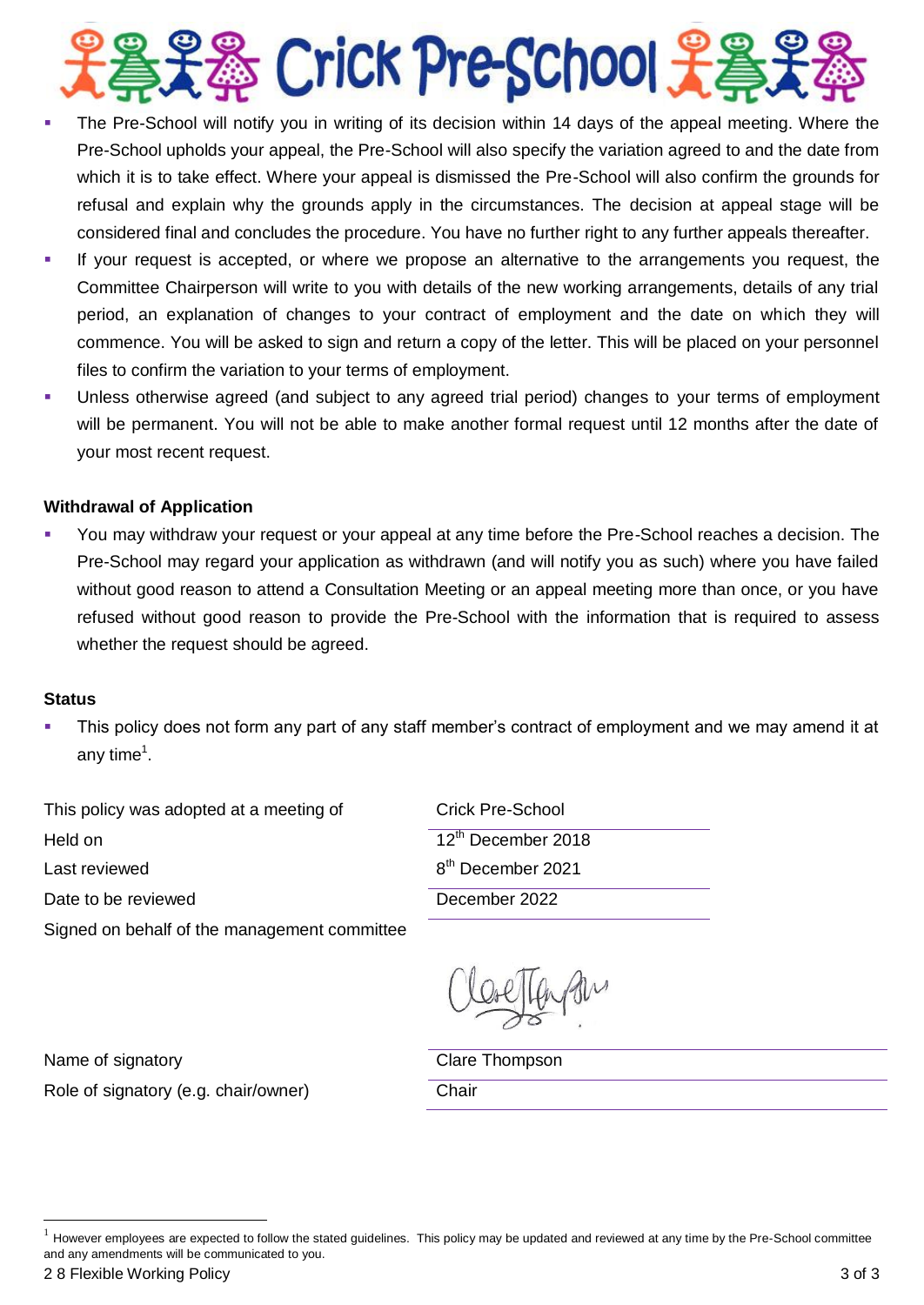- The Pre-School will notify you in writing of its decision within 14 days of the appeal meeting. Where the Pre-School upholds your appeal, the Pre-School will also specify the variation agreed to and the date from which it is to take effect. Where your appeal is dismissed the Pre-School will also confirm the grounds for refusal and explain why the grounds apply in the circumstances. The decision at appeal stage will be considered final and concludes the procedure. You have no further right to any further appeals thereafter.
- If your request is accepted, or where we propose an alternative to the arrangements you request, the Committee Chairperson will write to you with details of the new working arrangements, details of any trial period, an explanation of changes to your contract of employment and the date on which they will commence. You will be asked to sign and return a copy of the letter. This will be placed on your personnel files to confirm the variation to your terms of employment.
- Unless otherwise agreed (and subject to any agreed trial period) changes to your terms of employment will be permanent. You will not be able to make another formal request until 12 months after the date of your most recent request.

**Withdrawal of Application**

- You may withdraw your request or your appeal at any time before the Pre-School reaches a decision. The Pre-School may regard your application as withdrawn (and will notify you as such) where you have failed without good reason to attend a Consultation Meeting or an appeal meeting more than once, or you have refused without good reason to provide the Pre-School with the information that is required to assess whether the request should be agreed.

**Status**

- This policy does not form any part of any staff member's contract of employment and we may amend it at any time[1].

| | |
|---|---|
| This policy was adopted at a meeting of | Crick Pre-School |
| Held on | 12th December 2018 |
| Last reviewed | 8th December 2021 |
| Date to be reviewed | December 2022 |
| Signed on behalf of the management committee | (signature) |
| Name of signatory | Clare Thompson |
| Role of signatory (e.g. chair/owner) | Chair |

[1] However employees are expected to follow the stated guidelines. This policy may be updated and reviewed at any time by the Pre-School committee and any amendments will be communicated to you.